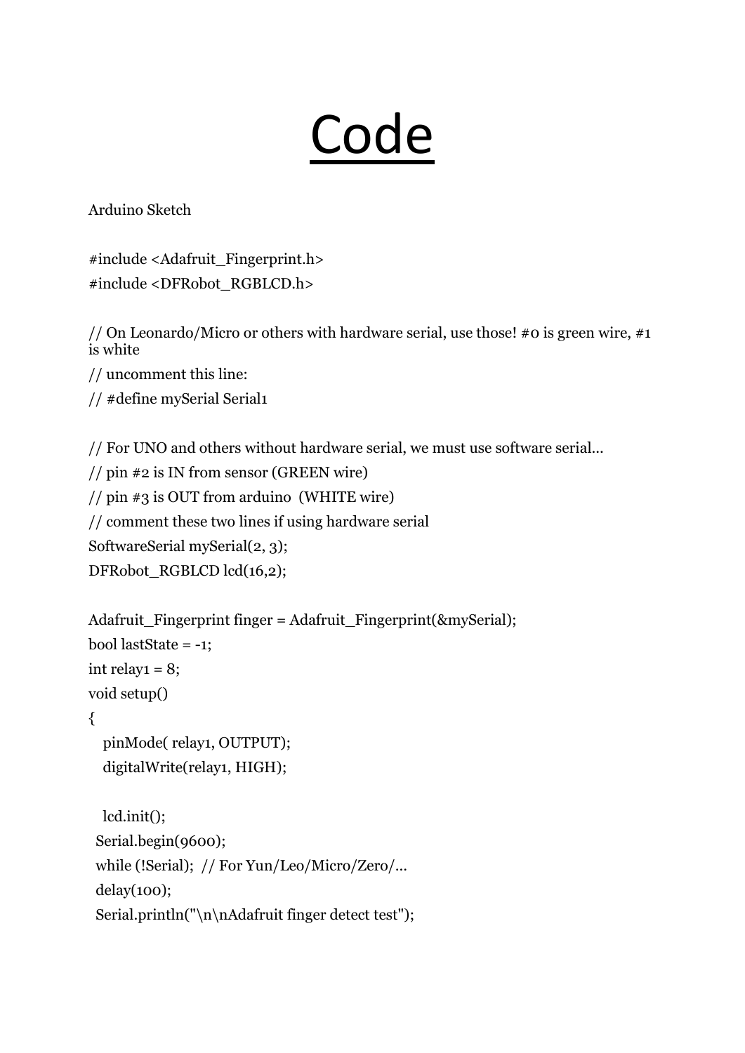# Code

Arduino Sketch

```
#include <Adafruit_Fingerprint.h>
#include <DFRobot_RGBLCD.h>

// On Leonardo/Micro or others with hardware serial, use those! #0 is green wire, #1 is white
// uncomment this line:
// #define mySerial Serial1

// For UNO and others without hardware serial, we must use software serial...
// pin #2 is IN from sensor (GREEN wire)
// pin #3 is OUT from arduino  (WHITE wire)
// comment these two lines if using hardware serial
SoftwareSerial mySerial(2, 3);
DFRobot_RGBLCD lcd(16,2);

Adafruit_Fingerprint finger = Adafruit_Fingerprint(&mySerial);
bool lastState = -1;
int relay1 = 8;
void setup()
{
   pinMode( relay1, OUTPUT);
   digitalWrite(relay1, HIGH);

   lcd.init();
  Serial.begin(9600);
  while (!Serial);  // For Yun/Leo/Micro/Zero/...
  delay(100);
  Serial.println("\n\nAdafruit finger detect test");
```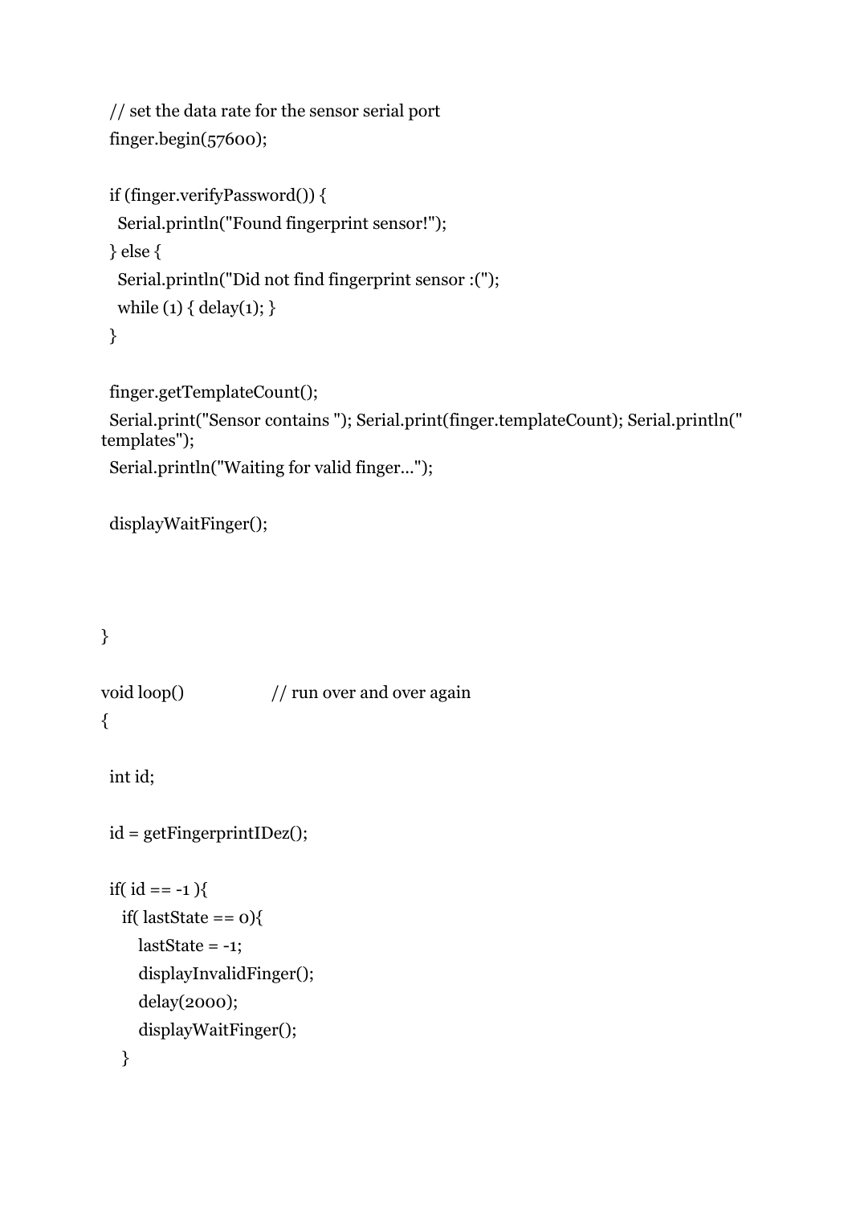```
  // set the data rate for the sensor serial port
  finger.begin(57600);

  if (finger.verifyPassword()) {
    Serial.println("Found fingerprint sensor!");
  } else {
    Serial.println("Did not find fingerprint sensor :(");
    while (1) { delay(1); }
  }

  finger.getTemplateCount();
  Serial.print("Sensor contains "); Serial.print(finger.templateCount); Serial.println("
templates");
  Serial.println("Waiting for valid finger...");

  displayWaitFinger();




}

void loop()                     // run over and over again
{

  int id;

  id = getFingerprintIDez();

  if( id == -1 ){
     if( lastState == 0){
        lastState = -1;
        displayInvalidFinger();
        delay(2000);
        displayWaitFinger();
     }
```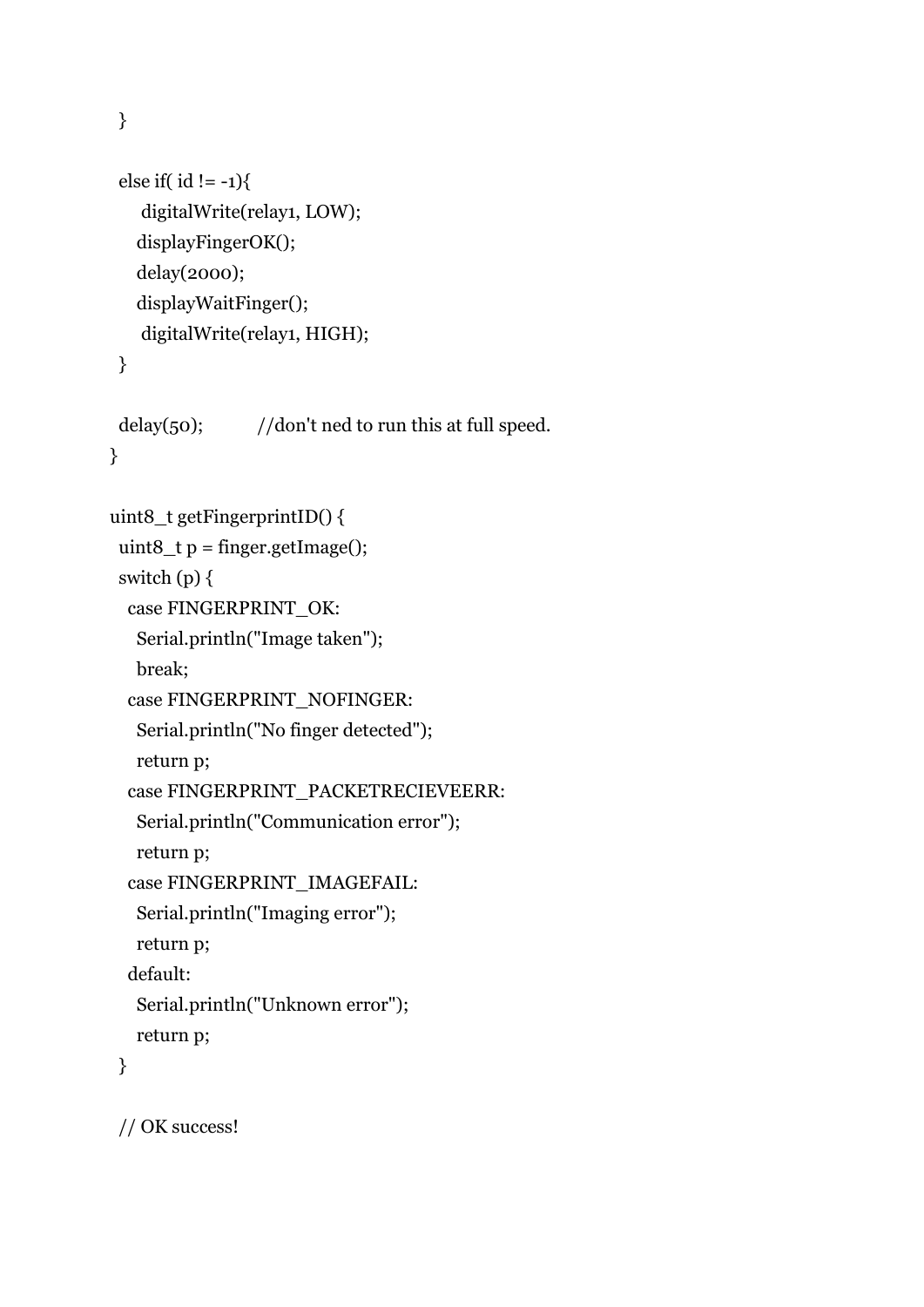```
  }

  else if( id != -1){
      digitalWrite(relay1, LOW);
     displayFingerOK();
     delay(2000);
     displayWaitFinger();
      digitalWrite(relay1, HIGH);
  }

  delay(50);            //don't ned to run this at full speed.
}

uint8_t getFingerprintID() {
  uint8_t p = finger.getImage();
  switch (p) {
    case FINGERPRINT_OK:
      Serial.println("Image taken");
      break;
    case FINGERPRINT_NOFINGER:
      Serial.println("No finger detected");
      return p;
    case FINGERPRINT_PACKETRECIEVEERR:
      Serial.println("Communication error");
      return p;
    case FINGERPRINT_IMAGEFAIL:
      Serial.println("Imaging error");
      return p;
    default:
      Serial.println("Unknown error");
      return p;
  }

  // OK success!
```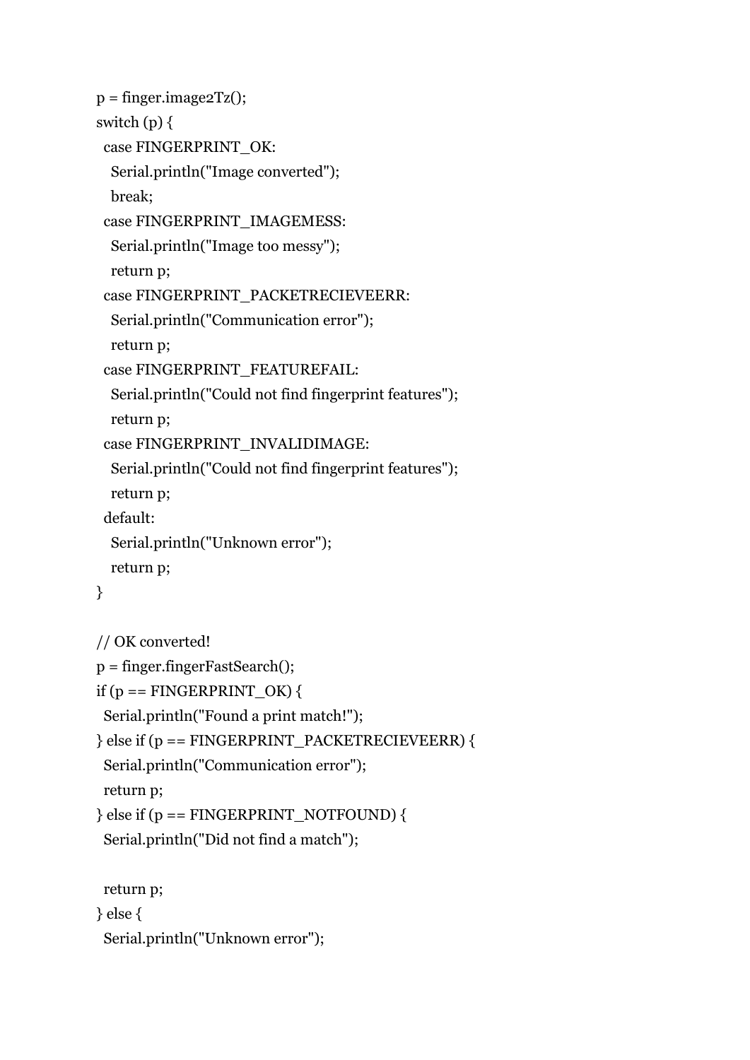```
p = finger.image2Tz();
switch (p) {
  case FINGERPRINT_OK:
    Serial.println("Image converted");
    break;
  case FINGERPRINT_IMAGEMESS:
    Serial.println("Image too messy");
    return p;
  case FINGERPRINT_PACKETRECIEVEERR:
    Serial.println("Communication error");
    return p;
  case FINGERPRINT_FEATUREFAIL:
    Serial.println("Could not find fingerprint features");
    return p;
  case FINGERPRINT_INVALIDIMAGE:
    Serial.println("Could not find fingerprint features");
    return p;
  default:
    Serial.println("Unknown error");
    return p;
}

// OK converted!
p = finger.fingerFastSearch();
if (p == FINGERPRINT_OK) {
  Serial.println("Found a print match!");
} else if (p == FINGERPRINT_PACKETRECIEVEERR) {
  Serial.println("Communication error");
  return p;
} else if (p == FINGERPRINT_NOTFOUND) {
  Serial.println("Did not find a match");

  return p;
} else {
  Serial.println("Unknown error");
```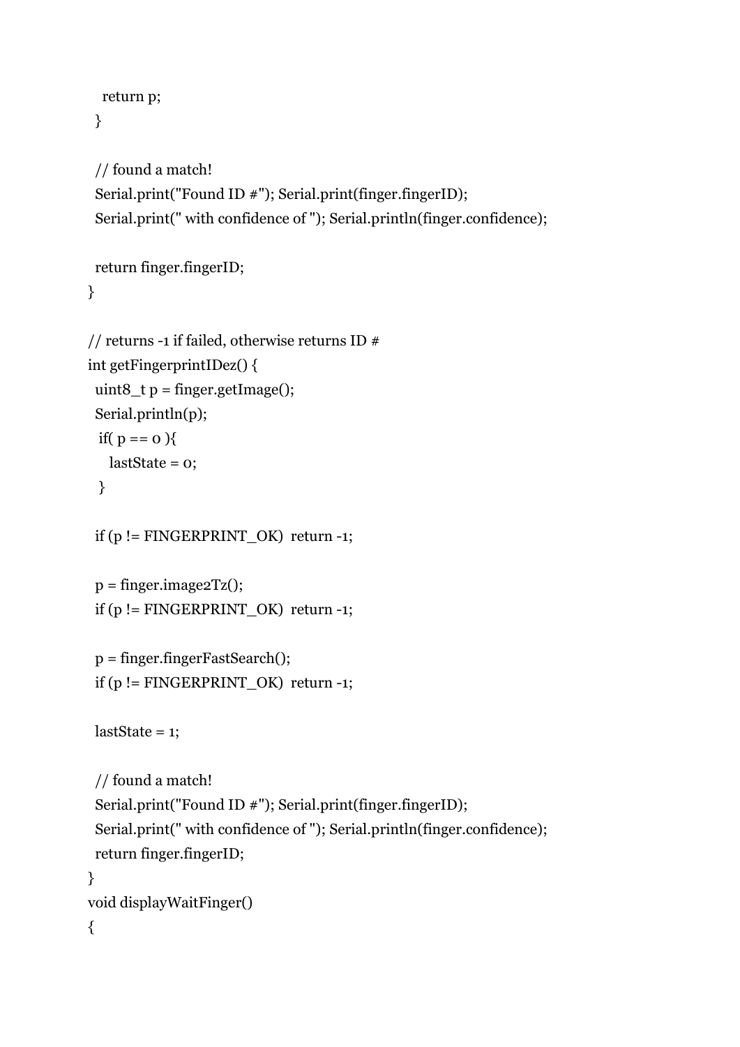```
    return p;
  }

  // found a match!
  Serial.print("Found ID #"); Serial.print(finger.fingerID);
  Serial.print(" with confidence of "); Serial.println(finger.confidence);

  return finger.fingerID;
}

// returns -1 if failed, otherwise returns ID #
int getFingerprintIDez() {
  uint8_t p = finger.getImage();
  Serial.println(p);
   if( p == 0 ){
     lastState = 0;
   }

  if (p != FINGERPRINT_OK)  return -1;

  p = finger.image2Tz();
  if (p != FINGERPRINT_OK)  return -1;

  p = finger.fingerFastSearch();
  if (p != FINGERPRINT_OK)  return -1;

  lastState = 1;

  // found a match!
  Serial.print("Found ID #"); Serial.print(finger.fingerID);
  Serial.print(" with confidence of "); Serial.println(finger.confidence);
  return finger.fingerID;
}
void displayWaitFinger()
{
```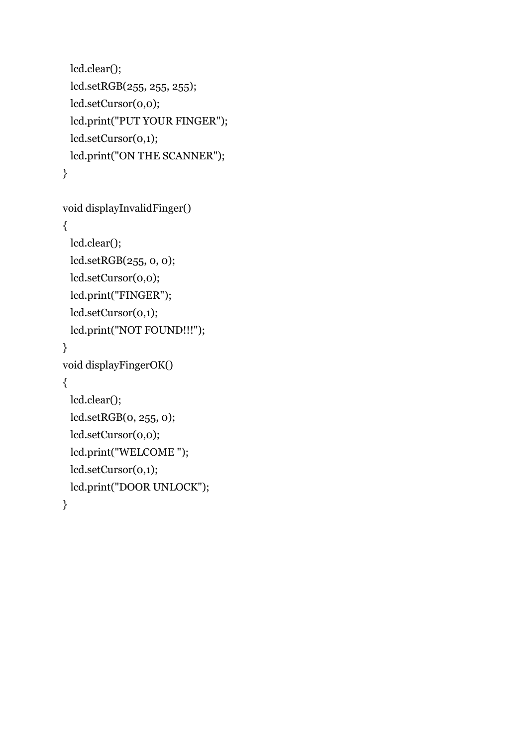```
  lcd.clear();
  lcd.setRGB(255, 255, 255);
  lcd.setCursor(0,0);
  lcd.print("PUT YOUR FINGER");
  lcd.setCursor(0,1);
  lcd.print("ON THE SCANNER");
}

void displayInvalidFinger()
{
  lcd.clear();
  lcd.setRGB(255, 0, 0);
  lcd.setCursor(0,0);
  lcd.print("FINGER");
  lcd.setCursor(0,1);
  lcd.print("NOT FOUND!!!");
}
void displayFingerOK()
{
  lcd.clear();
  lcd.setRGB(0, 255, 0);
  lcd.setCursor(0,0);
  lcd.print("WELCOME ");
  lcd.setCursor(0,1);
  lcd.print("DOOR UNLOCK");
}
```